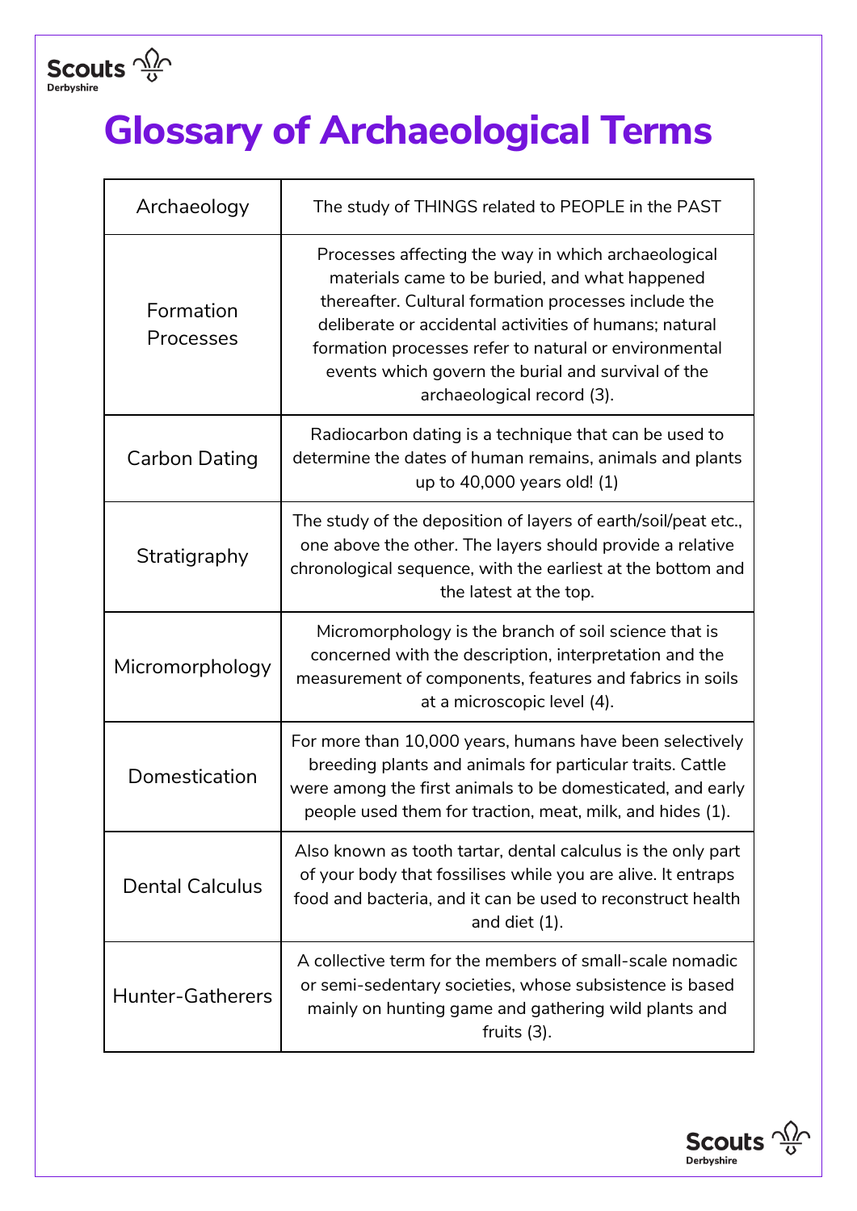# Glossary of Archaeological Terms

| Term | Definition |
| --- | --- |
| Archaeology | The study of THINGS related to PEOPLE in the PAST |
| Formation Processes | Processes affecting the way in which archaeological materials came to be buried, and what happened thereafter. Cultural formation processes include the deliberate or accidental activities of humans; natural formation processes refer to natural or environmental events which govern the burial and survival of the archaeological record (3). |
| Carbon Dating | Radiocarbon dating is a technique that can be used to determine the dates of human remains, animals and plants up to 40,000 years old! (1) |
| Stratigraphy | The study of the deposition of layers of earth/soil/peat etc., one above the other. The layers should provide a relative chronological sequence, with the earliest at the bottom and the latest at the top. |
| Micromorphology | Micromorphology is the branch of soil science that is concerned with the description, interpretation and the measurement of components, features and fabrics in soils at a microscopic level (4). |
| Domestication | For more than 10,000 years, humans have been selectively breeding plants and animals for particular traits. Cattle were among the first animals to be domesticated, and early people used them for traction, meat, milk, and hides (1). |
| Dental Calculus | Also known as tooth tartar, dental calculus is the only part of your body that fossilises while you are alive. It entraps food and bacteria, and it can be used to reconstruct health and diet (1). |
| Hunter-Gatherers | A collective term for the members of small-scale nomadic or semi-sedentary societies, whose subsistence is based mainly on hunting game and gathering wild plants and fruits (3). |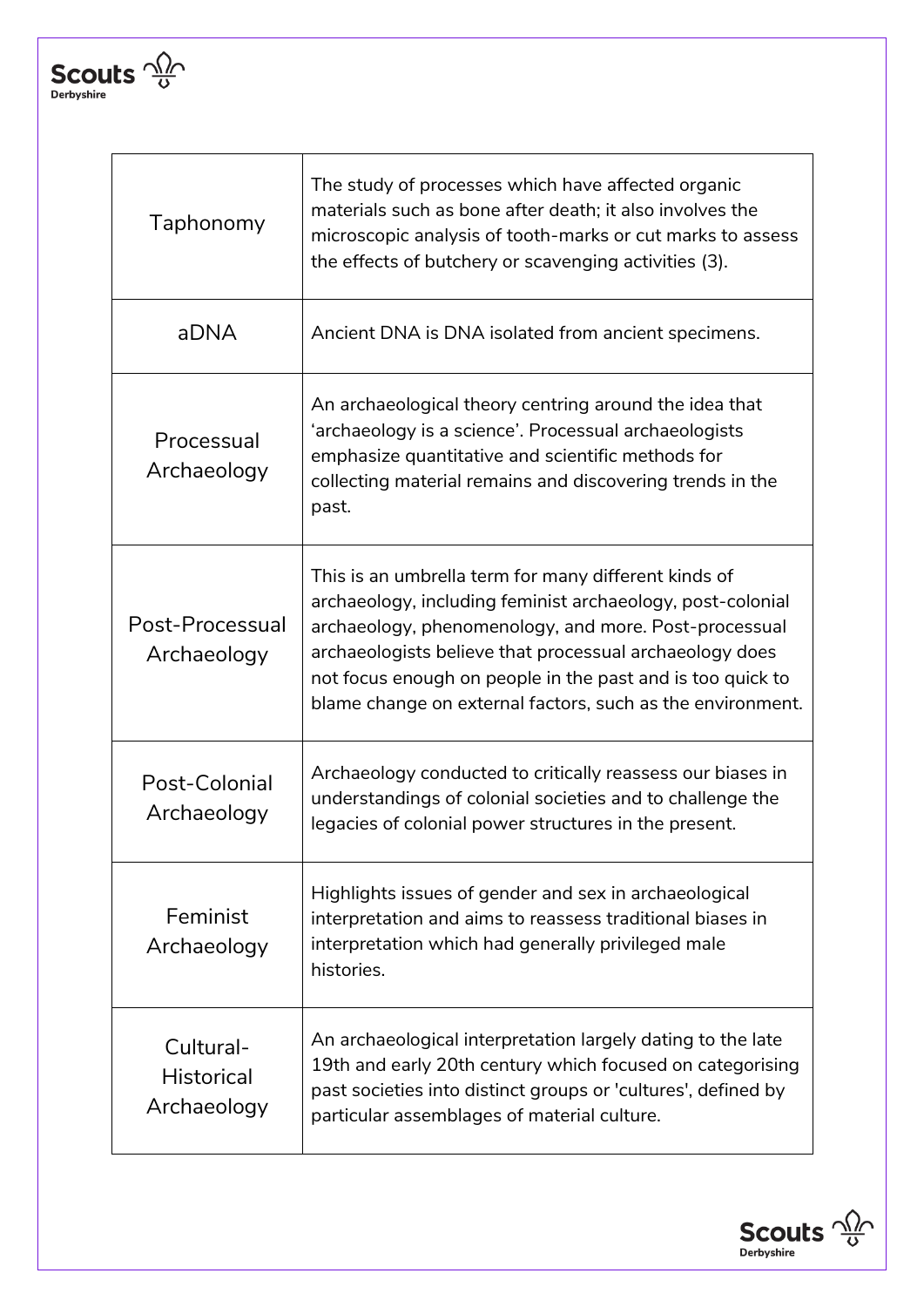| | |
|---|---|
| Taphonomy | The study of processes which have affected organic materials such as bone after death; it also involves the microscopic analysis of tooth-marks or cut marks to assess the effects of butchery or scavenging activities (3). |
| aDNA | Ancient DNA is DNA isolated from ancient specimens. |
| Processual Archaeology | An archaeological theory centring around the idea that 'archaeology is a science'. Processual archaeologists emphasize quantitative and scientific methods for collecting material remains and discovering trends in the past. |
| Post-Processual Archaeology | This is an umbrella term for many different kinds of archaeology, including feminist archaeology, post-colonial archaeology, phenomenology, and more. Post-processual archaeologists believe that processual archaeology does not focus enough on people in the past and is too quick to blame change on external factors, such as the environment. |
| Post-Colonial Archaeology | Archaeology conducted to critically reassess our biases in understandings of colonial societies and to challenge the legacies of colonial power structures in the present. |
| Feminist Archaeology | Highlights issues of gender and sex in archaeological interpretation and aims to reassess traditional biases in interpretation which had generally privileged male histories. |
| Cultural-Historical Archaeology | An archaeological interpretation largely dating to the late 19th and early 20th century which focused on categorising past societies into distinct groups or 'cultures', defined by particular assemblages of material culture. |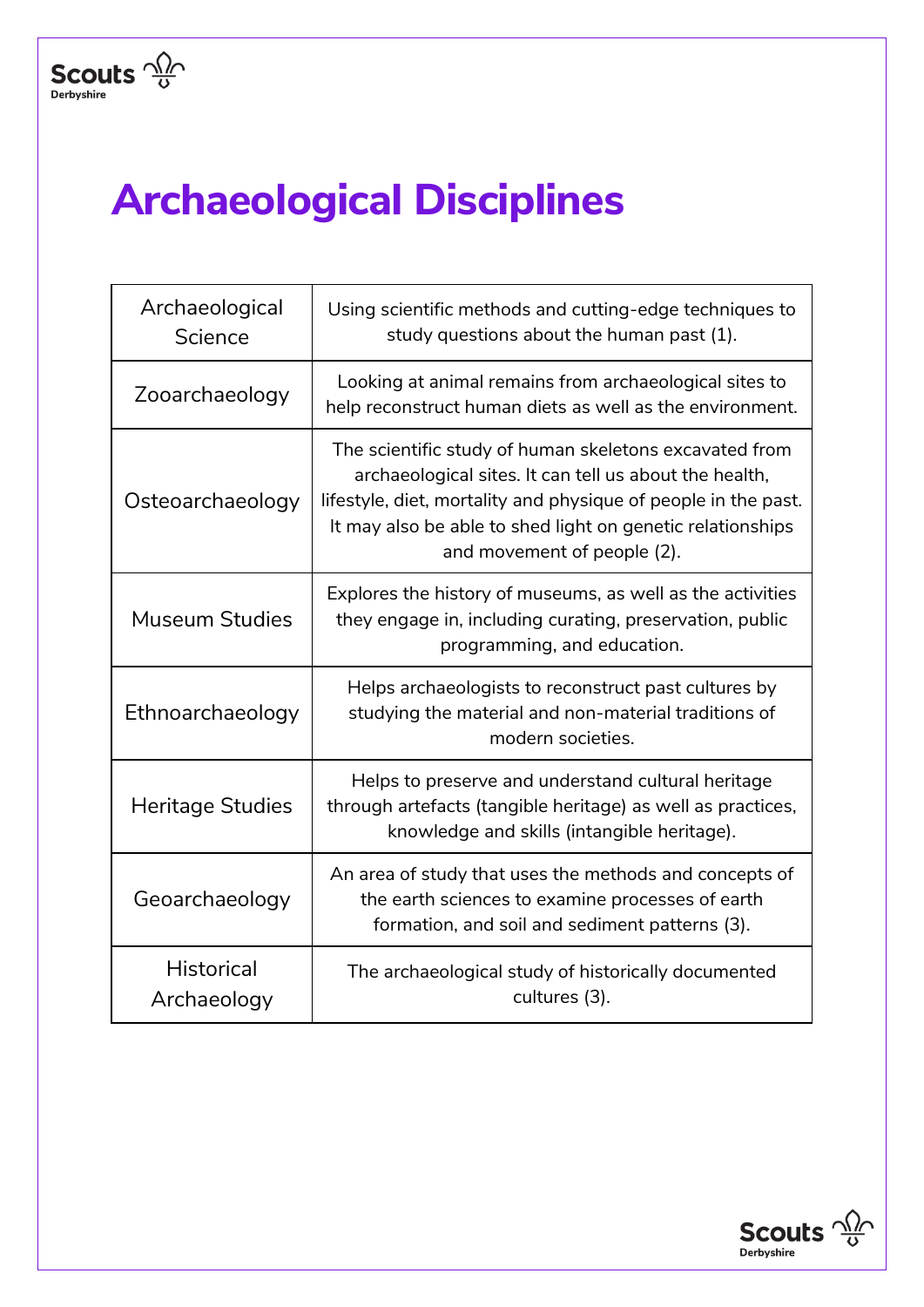# Archaeological Disciplines

| | |
|---|---|
| Archaeological Science | Using scientific methods and cutting-edge techniques to study questions about the human past (1). |
| Zooarchaeology | Looking at animal remains from archaeological sites to help reconstruct human diets as well as the environment. |
| Osteoarchaeology | The scientific study of human skeletons excavated from archaeological sites. It can tell us about the health, lifestyle, diet, mortality and physique of people in the past. It may also be able to shed light on genetic relationships and movement of people (2). |
| Museum Studies | Explores the history of museums, as well as the activities they engage in, including curating, preservation, public programming, and education. |
| Ethnoarchaeology | Helps archaeologists to reconstruct past cultures by studying the material and non-material traditions of modern societies. |
| Heritage Studies | Helps to preserve and understand cultural heritage through artefacts (tangible heritage) as well as practices, knowledge and skills (intangible heritage). |
| Geoarchaeology | An area of study that uses the methods and concepts of the earth sciences to examine processes of earth formation, and soil and sediment patterns (3). |
| Historical Archaeology | The archaeological study of historically documented cultures (3). |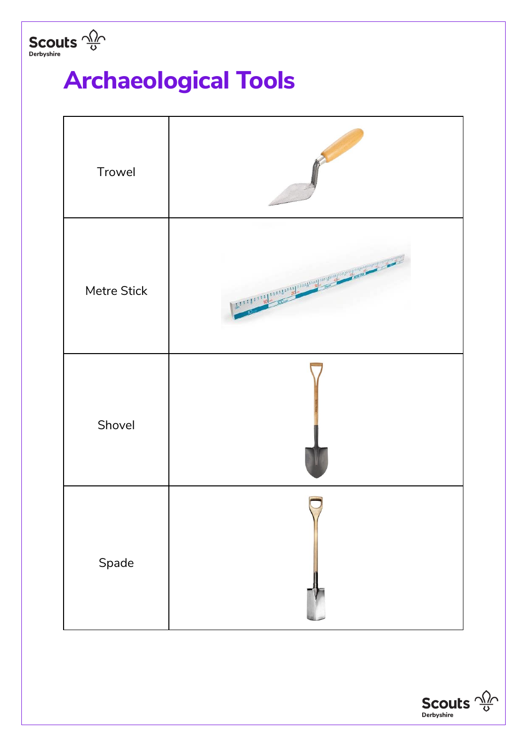# Archaeological Tools

| | |
|---|---|
| Trowel | |
| Metre Stick | |
| Shovel | |
| Spade | |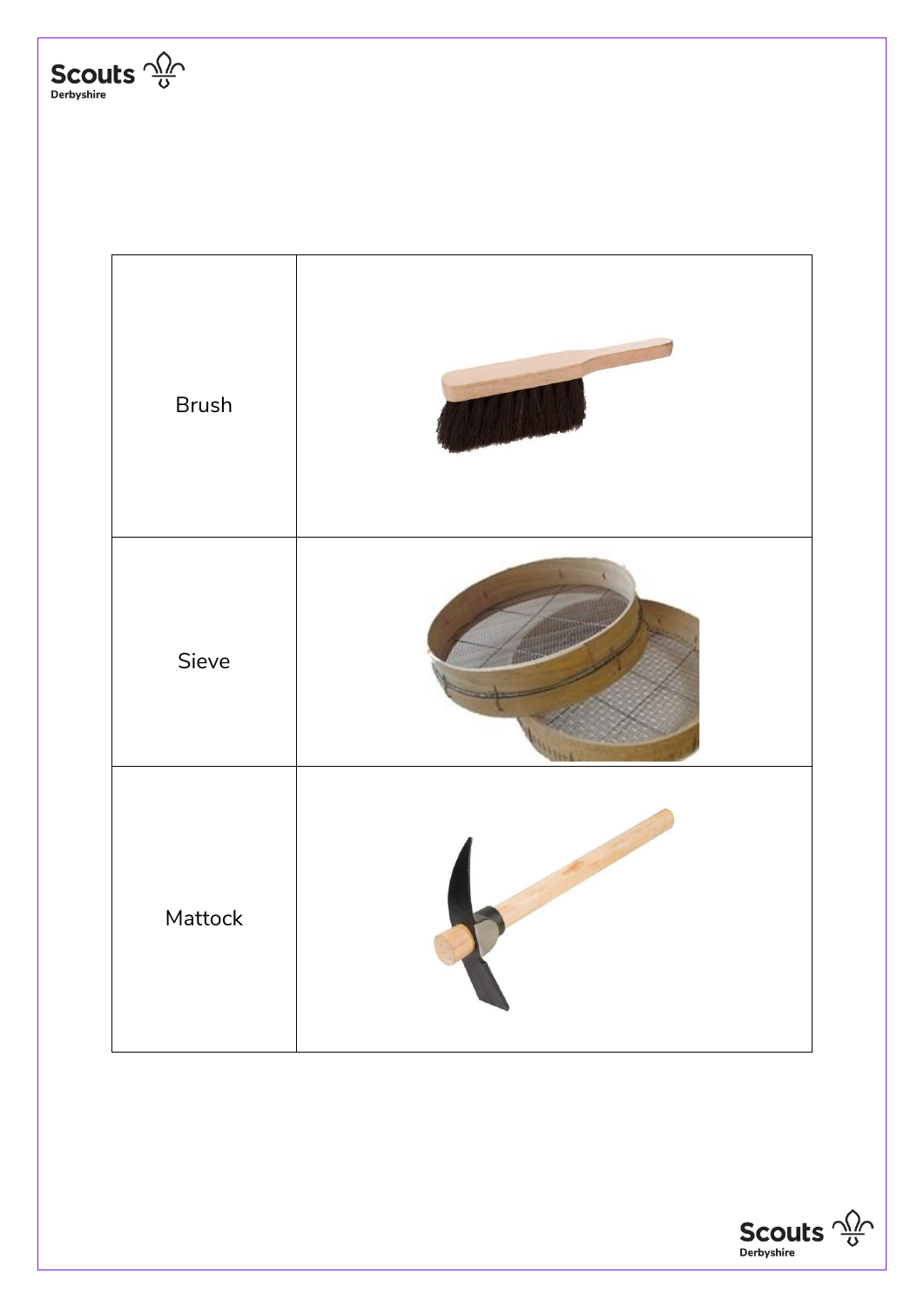| | |
| --- | --- |
| Brush | |
| Sieve | |
| Mattock | |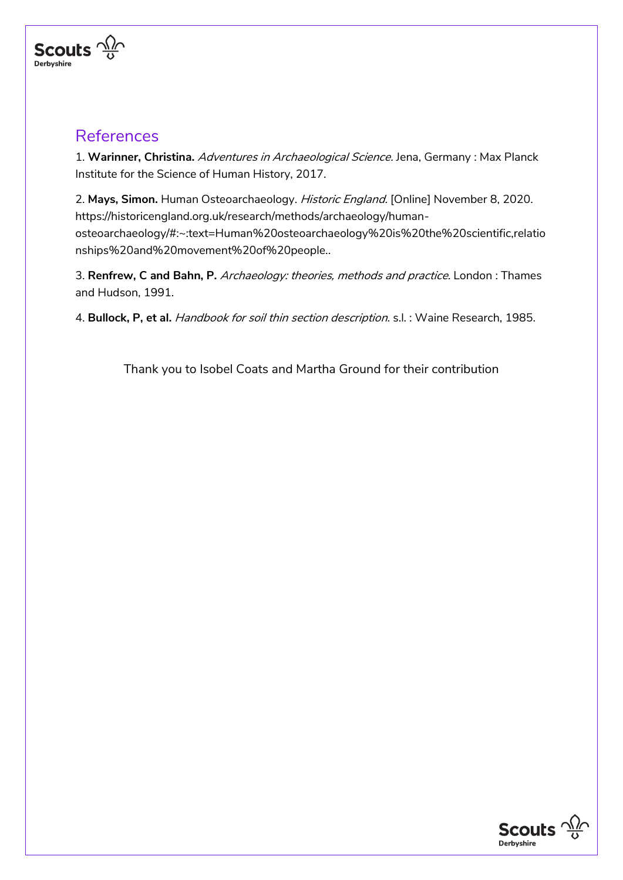## References

1. **Warinner, Christina.** *Adventures in Archaeological Science.* Jena, Germany : Max Planck Institute for the Science of Human History, 2017.

2. **Mays, Simon.** Human Osteoarchaeology. *Historic England.* [Online] November 8, 2020. https://historicengland.org.uk/research/methods/archaeology/human-osteoarchaeology/#:~:text=Human%20osteoarchaeology%20is%20the%20scientific,relationships%20and%20movement%20of%20people..

3. **Renfrew, C and Bahn, P.** *Archaeology: theories, methods and practice.* London : Thames and Hudson, 1991.

4. **Bullock, P, et al.** *Handbook for soil thin section description.* s.l. : Waine Research, 1985.

Thank you to Isobel Coats and Martha Ground for their contribution